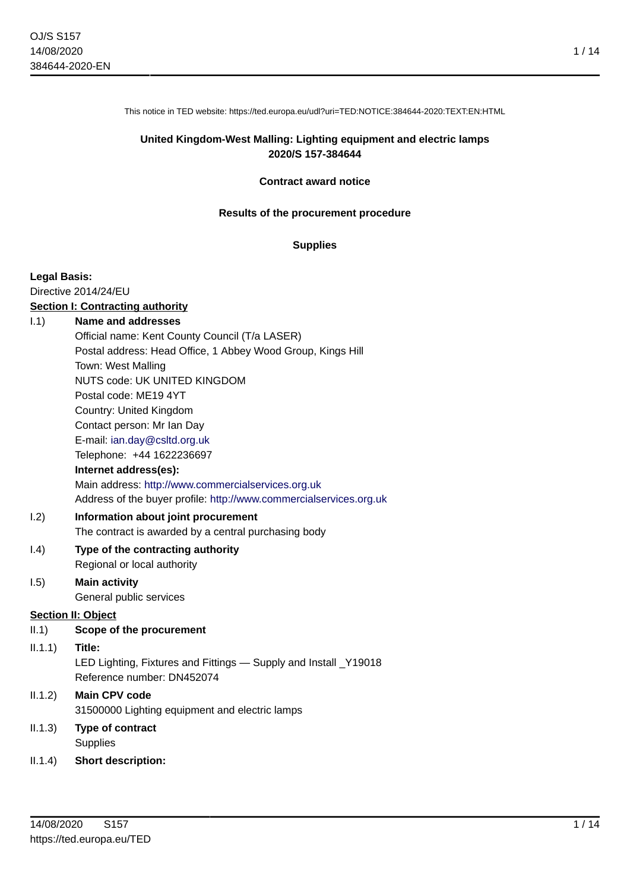This notice in TED website: https://ted.europa.eu/udl?uri=TED:NOTICE:384644-2020:TEXT:EN:HTML

**United Kingdom-West Malling: Lighting equipment and electric lamps**
**2020/S 157-384644**

**Contract award notice**

**Results of the procurement procedure**

**Supplies**

**Legal Basis:**
Directive 2014/24/EU

**Section I: Contracting authority**

I.1) **Name and addresses**

Official name: Kent County Council (T/a LASER)
Postal address: Head Office, 1 Abbey Wood Group, Kings Hill
Town: West Malling
NUTS code: UK UNITED KINGDOM
Postal code: ME19 4YT
Country: United Kingdom
Contact person: Mr Ian Day
E-mail: ian.day@csltd.org.uk
Telephone: +44 1622236697

**Internet address(es):**
Main address: http://www.commercialservices.org.uk
Address of the buyer profile: http://www.commercialservices.org.uk

I.2) **Information about joint procurement**
The contract is awarded by a central purchasing body

I.4) **Type of the contracting authority**
Regional or local authority

I.5) **Main activity**
General public services

**Section II: Object**

II.1) **Scope of the procurement**

II.1.1) **Title:**
LED Lighting, Fixtures and Fittings — Supply and Install _Y19018
Reference number: DN452074

II.1.2) **Main CPV code**
31500000 Lighting equipment and electric lamps

II.1.3) **Type of contract**
Supplies

II.1.4) **Short description:**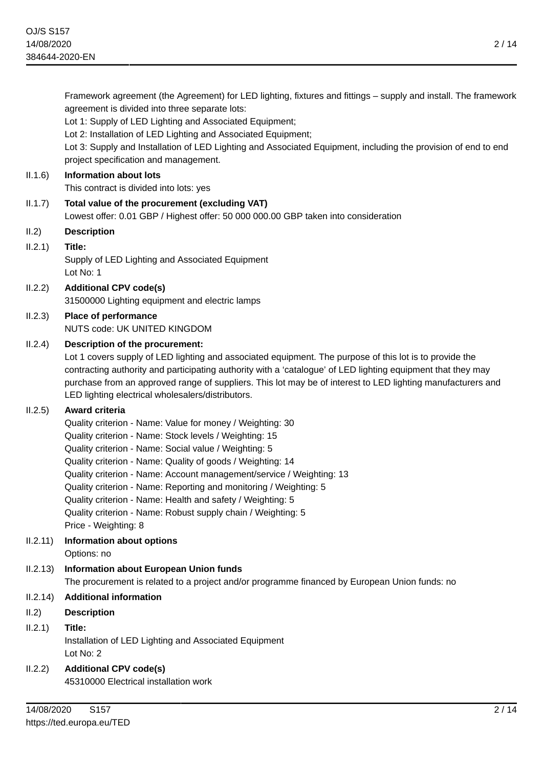Framework agreement (the Agreement) for LED lighting, fixtures and fittings – supply and install. The framework agreement is divided into three separate lots:

Lot 1: Supply of LED Lighting and Associated Equipment;

Lot 2: Installation of LED Lighting and Associated Equipment;

Lot 3: Supply and Installation of LED Lighting and Associated Equipment, including the provision of end to end project specification and management.

II.1.6) **Information about lots**

This contract is divided into lots: yes

II.1.7) **Total value of the procurement (excluding VAT)**

Lowest offer: 0.01 GBP / Highest offer: 50 000 000.00 GBP taken into consideration

II.2) **Description**

II.2.1) **Title:**

Supply of LED Lighting and Associated Equipment

Lot No: 1

II.2.2) **Additional CPV code(s)**

31500000 Lighting equipment and electric lamps

II.2.3) **Place of performance**

NUTS code: UK UNITED KINGDOM

II.2.4) **Description of the procurement:**

Lot 1 covers supply of LED lighting and associated equipment. The purpose of this lot is to provide the contracting authority and participating authority with a 'catalogue' of LED lighting equipment that they may purchase from an approved range of suppliers. This lot may be of interest to LED lighting manufacturers and LED lighting electrical wholesalers/distributors.

II.2.5) **Award criteria**

Quality criterion - Name: Value for money / Weighting: 30

Quality criterion - Name: Stock levels / Weighting: 15

Quality criterion - Name: Social value / Weighting: 5

Quality criterion - Name: Quality of goods / Weighting: 14

Quality criterion - Name: Account management/service / Weighting: 13

Quality criterion - Name: Reporting and monitoring / Weighting: 5

Quality criterion - Name: Health and safety / Weighting: 5

Quality criterion - Name: Robust supply chain / Weighting: 5

Price - Weighting: 8

II.2.11) **Information about options**

Options: no

II.2.13) **Information about European Union funds**

The procurement is related to a project and/or programme financed by European Union funds: no

II.2.14) **Additional information**

II.2) **Description**

II.2.1) **Title:**

Installation of LED Lighting and Associated Equipment

Lot No: 2

II.2.2) **Additional CPV code(s)**

45310000 Electrical installation work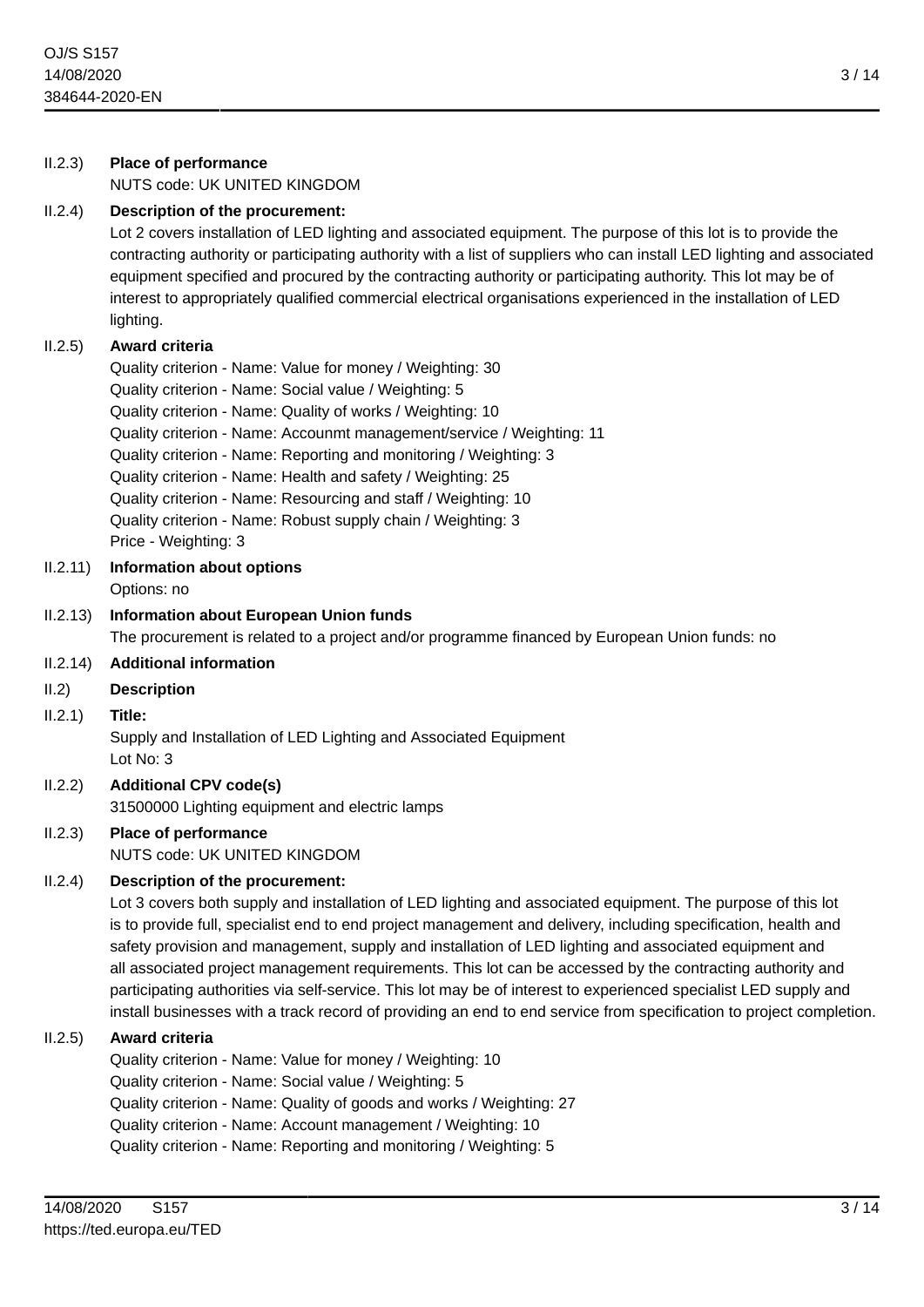II.2.3) **Place of performance**

NUTS code: UK UNITED KINGDOM

II.2.4) **Description of the procurement:**

Lot 2 covers installation of LED lighting and associated equipment. The purpose of this lot is to provide the contracting authority or participating authority with a list of suppliers who can install LED lighting and associated equipment specified and procured by the contracting authority or participating authority. This lot may be of interest to appropriately qualified commercial electrical organisations experienced in the installation of LED lighting.

II.2.5) **Award criteria**

Quality criterion - Name: Value for money / Weighting: 30
Quality criterion - Name: Social value / Weighting: 5
Quality criterion - Name: Quality of works / Weighting: 10
Quality criterion - Name: Accounmt management/service / Weighting: 11
Quality criterion - Name: Reporting and monitoring / Weighting: 3
Quality criterion - Name: Health and safety / Weighting: 25
Quality criterion - Name: Resourcing and staff / Weighting: 10
Quality criterion - Name: Robust supply chain / Weighting: 3
Price - Weighting: 3

II.2.11) **Information about options**

Options: no

II.2.13) **Information about European Union funds**

The procurement is related to a project and/or programme financed by European Union funds: no

II.2.14) **Additional information**

II.2) **Description**

II.2.1) **Title:**

Supply and Installation of LED Lighting and Associated Equipment
Lot No: 3

II.2.2) **Additional CPV code(s)**

31500000 Lighting equipment and electric lamps

II.2.3) **Place of performance**

NUTS code: UK UNITED KINGDOM

II.2.4) **Description of the procurement:**

Lot 3 covers both supply and installation of LED lighting and associated equipment. The purpose of this lot is to provide full, specialist end to end project management and delivery, including specification, health and safety provision and management, supply and installation of LED lighting and associated equipment and all associated project management requirements. This lot can be accessed by the contracting authority and participating authorities via self-service. This lot may be of interest to experienced specialist LED supply and install businesses with a track record of providing an end to end service from specification to project completion.

II.2.5) **Award criteria**

Quality criterion - Name: Value for money / Weighting: 10
Quality criterion - Name: Social value / Weighting: 5
Quality criterion - Name: Quality of goods and works / Weighting: 27
Quality criterion - Name: Account management / Weighting: 10
Quality criterion - Name: Reporting and monitoring / Weighting: 5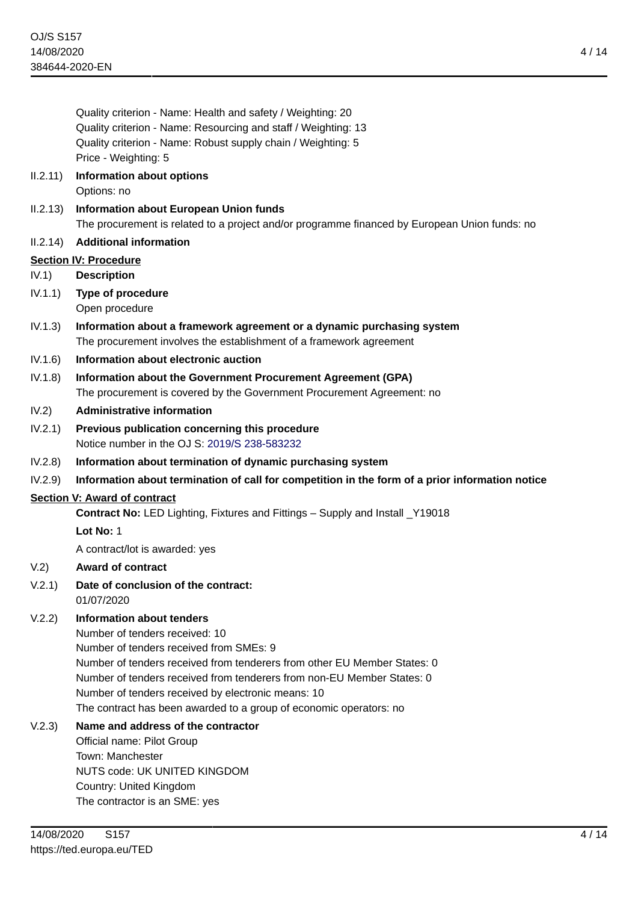Quality criterion - Name: Health and safety / Weighting: 20
Quality criterion - Name: Resourcing and staff / Weighting: 13
Quality criterion - Name: Robust supply chain / Weighting: 5
Price - Weighting: 5

II.2.11) **Information about options**
Options: no

II.2.13) **Information about European Union funds**
The procurement is related to a project and/or programme financed by European Union funds: no

II.2.14) **Additional information**

## Section IV: Procedure

IV.1) **Description**

IV.1.1) **Type of procedure**
Open procedure

IV.1.3) **Information about a framework agreement or a dynamic purchasing system**
The procurement involves the establishment of a framework agreement

IV.1.6) **Information about electronic auction**

IV.1.8) **Information about the Government Procurement Agreement (GPA)**
The procurement is covered by the Government Procurement Agreement: no

IV.2) **Administrative information**

IV.2.1) **Previous publication concerning this procedure**
Notice number in the OJ S: 2019/S 238-583232

IV.2.8) **Information about termination of dynamic purchasing system**

IV.2.9) **Information about termination of call for competition in the form of a prior information notice**

## Section V: Award of contract

**Contract No:** LED Lighting, Fixtures and Fittings – Supply and Install _Y19018

**Lot No:** 1

A contract/lot is awarded: yes

V.2) **Award of contract**

V.2.1) **Date of conclusion of the contract:**
01/07/2020

V.2.2) **Information about tenders**
Number of tenders received: 10
Number of tenders received from SMEs: 9
Number of tenders received from tenderers from other EU Member States: 0
Number of tenders received from tenderers from non-EU Member States: 0
Number of tenders received by electronic means: 10
The contract has been awarded to a group of economic operators: no

V.2.3) **Name and address of the contractor**
Official name: Pilot Group
Town: Manchester
NUTS code: UK UNITED KINGDOM
Country: United Kingdom
The contractor is an SME: yes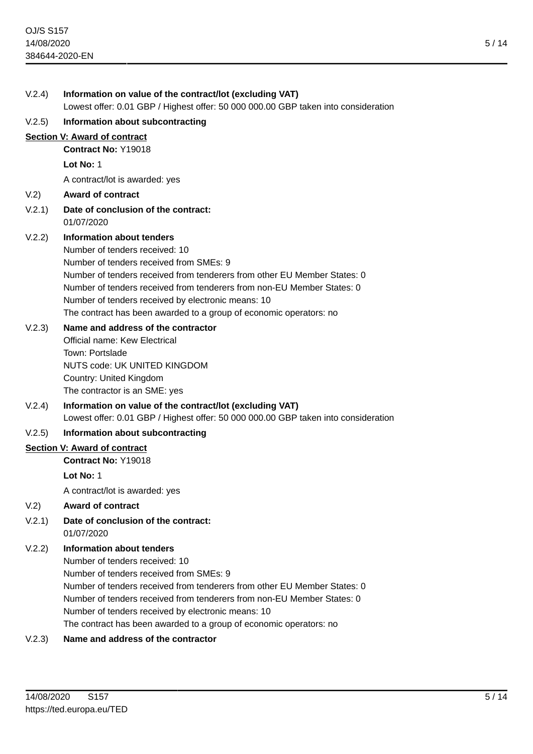V.2.4) **Information on value of the contract/lot (excluding VAT)**
Lowest offer: 0.01 GBP / Highest offer: 50 000 000.00 GBP taken into consideration

V.2.5) **Information about subcontracting**

## Section V: Award of contract

**Contract No:** Y19018

**Lot No:** 1

A contract/lot is awarded: yes

V.2) **Award of contract**

V.2.1) **Date of conclusion of the contract:**
01/07/2020

V.2.2) **Information about tenders**
Number of tenders received: 10
Number of tenders received from SMEs: 9
Number of tenders received from tenderers from other EU Member States: 0
Number of tenders received from tenderers from non-EU Member States: 0
Number of tenders received by electronic means: 10
The contract has been awarded to a group of economic operators: no

V.2.3) **Name and address of the contractor**
Official name: Kew Electrical
Town: Portslade
NUTS code: UK UNITED KINGDOM
Country: United Kingdom
The contractor is an SME: yes

V.2.4) **Information on value of the contract/lot (excluding VAT)**
Lowest offer: 0.01 GBP / Highest offer: 50 000 000.00 GBP taken into consideration

V.2.5) **Information about subcontracting**

## Section V: Award of contract

**Contract No:** Y19018

**Lot No:** 1

A contract/lot is awarded: yes

V.2) **Award of contract**

V.2.1) **Date of conclusion of the contract:**
01/07/2020

V.2.2) **Information about tenders**
Number of tenders received: 10
Number of tenders received from SMEs: 9
Number of tenders received from tenderers from other EU Member States: 0
Number of tenders received from tenderers from non-EU Member States: 0
Number of tenders received by electronic means: 10
The contract has been awarded to a group of economic operators: no

V.2.3) **Name and address of the contractor**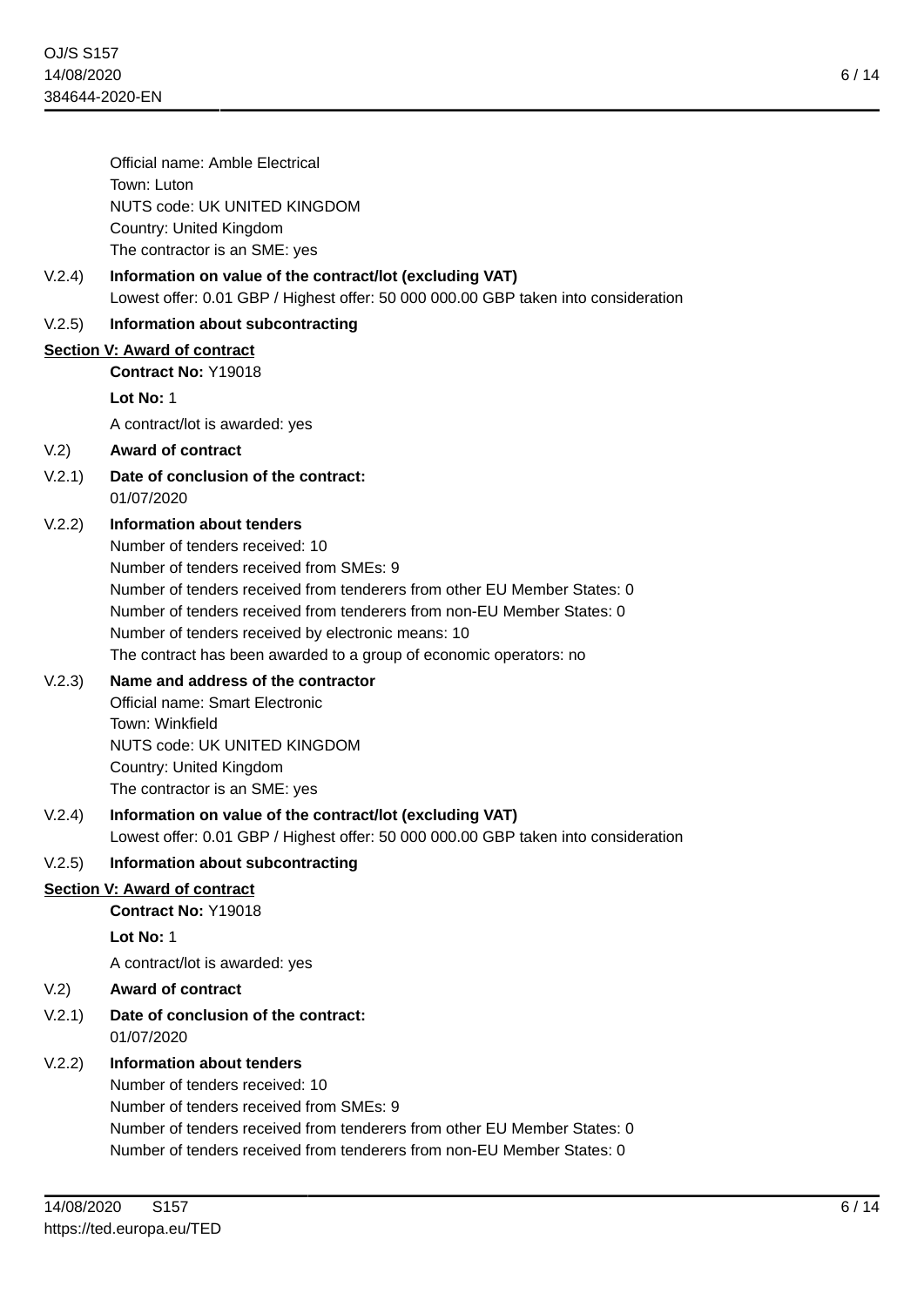Official name: Amble Electrical
Town: Luton
NUTS code: UK UNITED KINGDOM
Country: United Kingdom
The contractor is an SME: yes

V.2.4) **Information on value of the contract/lot (excluding VAT)**
Lowest offer: 0.01 GBP / Highest offer: 50 000 000.00 GBP taken into consideration

V.2.5) **Information about subcontracting**

## Section V: Award of contract

**Contract No:** Y19018

**Lot No:** 1

A contract/lot is awarded: yes

V.2) **Award of contract**

V.2.1) **Date of conclusion of the contract:**
01/07/2020

V.2.2) **Information about tenders**
Number of tenders received: 10
Number of tenders received from SMEs: 9
Number of tenders received from tenderers from other EU Member States: 0
Number of tenders received from tenderers from non-EU Member States: 0
Number of tenders received by electronic means: 10
The contract has been awarded to a group of economic operators: no

V.2.3) **Name and address of the contractor**
Official name: Smart Electronic
Town: Winkfield
NUTS code: UK UNITED KINGDOM
Country: United Kingdom
The contractor is an SME: yes

V.2.4) **Information on value of the contract/lot (excluding VAT)**
Lowest offer: 0.01 GBP / Highest offer: 50 000 000.00 GBP taken into consideration

V.2.5) **Information about subcontracting**

## Section V: Award of contract

**Contract No:** Y19018

**Lot No:** 1

A contract/lot is awarded: yes

V.2) **Award of contract**

V.2.1) **Date of conclusion of the contract:**
01/07/2020

V.2.2) **Information about tenders**
Number of tenders received: 10
Number of tenders received from SMEs: 9
Number of tenders received from tenderers from other EU Member States: 0
Number of tenders received from tenderers from non-EU Member States: 0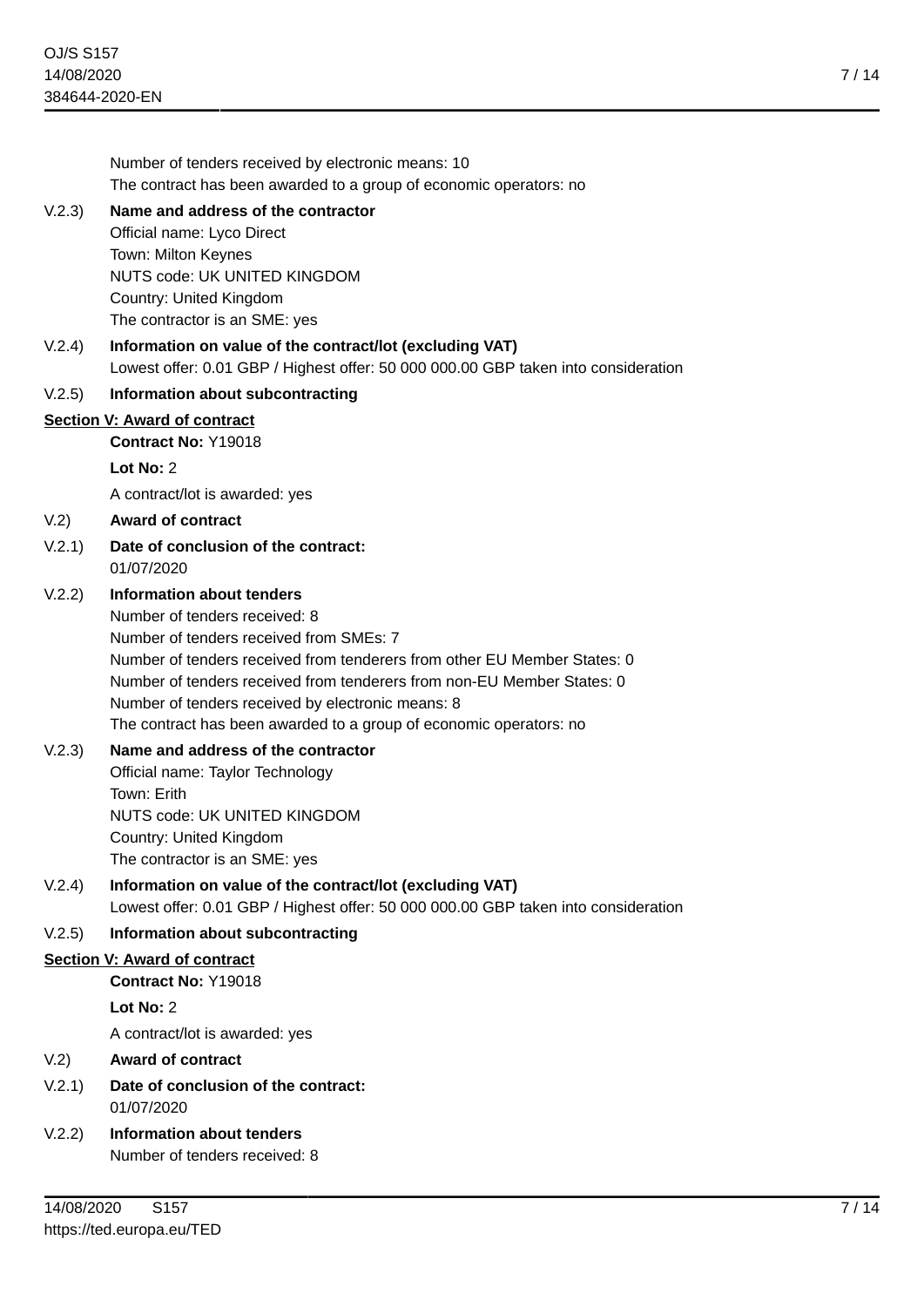Number of tenders received by electronic means: 10
The contract has been awarded to a group of economic operators: no

V.2.3) **Name and address of the contractor**
Official name: Lyco Direct
Town: Milton Keynes
NUTS code: UK UNITED KINGDOM
Country: United Kingdom
The contractor is an SME: yes

V.2.4) **Information on value of the contract/lot (excluding VAT)**
Lowest offer: 0.01 GBP / Highest offer: 50 000 000.00 GBP taken into consideration

V.2.5) **Information about subcontracting**

**Section V: Award of contract**

**Contract No:** Y19018

**Lot No:** 2

A contract/lot is awarded: yes

V.2) **Award of contract**

V.2.1) **Date of conclusion of the contract:**
01/07/2020

V.2.2) **Information about tenders**
Number of tenders received: 8
Number of tenders received from SMEs: 7
Number of tenders received from tenderers from other EU Member States: 0
Number of tenders received from tenderers from non-EU Member States: 0
Number of tenders received by electronic means: 8
The contract has been awarded to a group of economic operators: no

V.2.3) **Name and address of the contractor**
Official name: Taylor Technology
Town: Erith
NUTS code: UK UNITED KINGDOM
Country: United Kingdom
The contractor is an SME: yes

V.2.4) **Information on value of the contract/lot (excluding VAT)**
Lowest offer: 0.01 GBP / Highest offer: 50 000 000.00 GBP taken into consideration

V.2.5) **Information about subcontracting**

**Section V: Award of contract**

**Contract No:** Y19018

**Lot No:** 2

A contract/lot is awarded: yes

V.2) **Award of contract**

V.2.1) **Date of conclusion of the contract:**
01/07/2020

V.2.2) **Information about tenders**
Number of tenders received: 8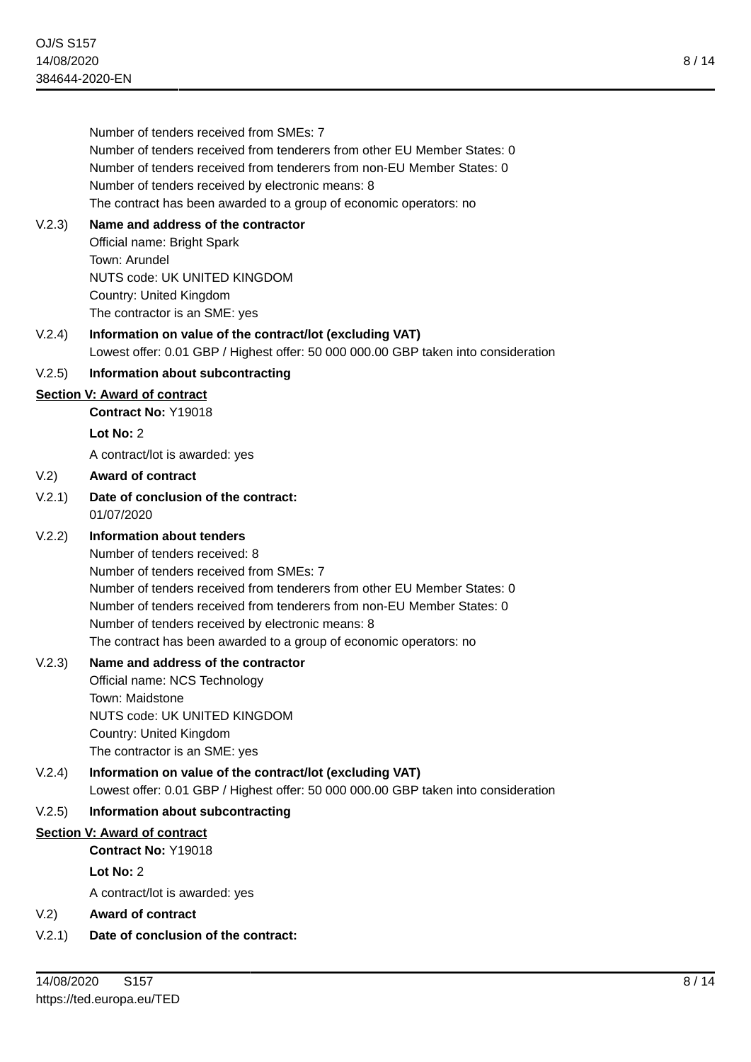Number of tenders received from SMEs: 7
Number of tenders received from tenderers from other EU Member States: 0
Number of tenders received from tenderers from non-EU Member States: 0
Number of tenders received by electronic means: 8
The contract has been awarded to a group of economic operators: no

V.2.3) **Name and address of the contractor**
Official name: Bright Spark
Town: Arundel
NUTS code: UK UNITED KINGDOM
Country: United Kingdom
The contractor is an SME: yes

V.2.4) **Information on value of the contract/lot (excluding VAT)**
Lowest offer: 0.01 GBP / Highest offer: 50 000 000.00 GBP taken into consideration

V.2.5) **Information about subcontracting**

## Section V: Award of contract

**Contract No:** Y19018

**Lot No:** 2

A contract/lot is awarded: yes

V.2) **Award of contract**

V.2.1) **Date of conclusion of the contract:**
01/07/2020

V.2.2) **Information about tenders**
Number of tenders received: 8
Number of tenders received from SMEs: 7
Number of tenders received from tenderers from other EU Member States: 0
Number of tenders received from tenderers from non-EU Member States: 0
Number of tenders received by electronic means: 8
The contract has been awarded to a group of economic operators: no

V.2.3) **Name and address of the contractor**
Official name: NCS Technology
Town: Maidstone
NUTS code: UK UNITED KINGDOM
Country: United Kingdom
The contractor is an SME: yes

V.2.4) **Information on value of the contract/lot (excluding VAT)**
Lowest offer: 0.01 GBP / Highest offer: 50 000 000.00 GBP taken into consideration

V.2.5) **Information about subcontracting**

## Section V: Award of contract

**Contract No:** Y19018

**Lot No:** 2

A contract/lot is awarded: yes

V.2) **Award of contract**

V.2.1) **Date of conclusion of the contract:**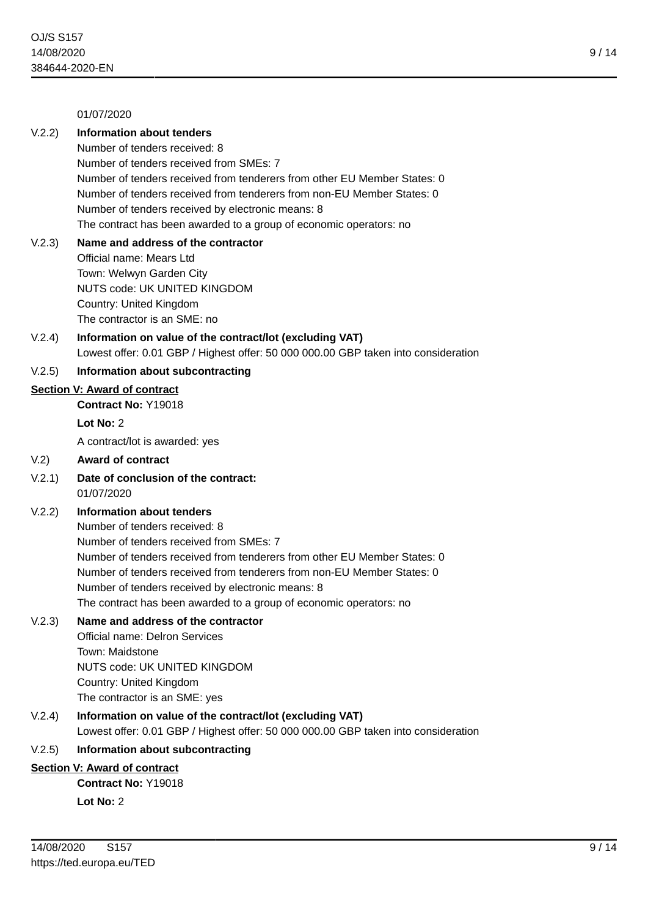01/07/2020

V.2.2) **Information about tenders**

Number of tenders received: 8
Number of tenders received from SMEs: 7
Number of tenders received from tenderers from other EU Member States: 0
Number of tenders received from tenderers from non-EU Member States: 0
Number of tenders received by electronic means: 8
The contract has been awarded to a group of economic operators: no

V.2.3) **Name and address of the contractor**

Official name: Mears Ltd
Town: Welwyn Garden City
NUTS code: UK UNITED KINGDOM
Country: United Kingdom
The contractor is an SME: no

V.2.4) **Information on value of the contract/lot (excluding VAT)**

Lowest offer: 0.01 GBP / Highest offer: 50 000 000.00 GBP taken into consideration

V.2.5) **Information about subcontracting**

## Section V: Award of contract

**Contract No:** Y19018

**Lot No:** 2

A contract/lot is awarded: yes

V.2) **Award of contract**

V.2.1) **Date of conclusion of the contract:**

01/07/2020

V.2.2) **Information about tenders**

Number of tenders received: 8
Number of tenders received from SMEs: 7
Number of tenders received from tenderers from other EU Member States: 0
Number of tenders received from tenderers from non-EU Member States: 0
Number of tenders received by electronic means: 8
The contract has been awarded to a group of economic operators: no

V.2.3) **Name and address of the contractor**

Official name: Delron Services
Town: Maidstone
NUTS code: UK UNITED KINGDOM
Country: United Kingdom
The contractor is an SME: yes

V.2.4) **Information on value of the contract/lot (excluding VAT)**

Lowest offer: 0.01 GBP / Highest offer: 50 000 000.00 GBP taken into consideration

V.2.5) **Information about subcontracting**

## Section V: Award of contract

**Contract No:** Y19018

**Lot No:** 2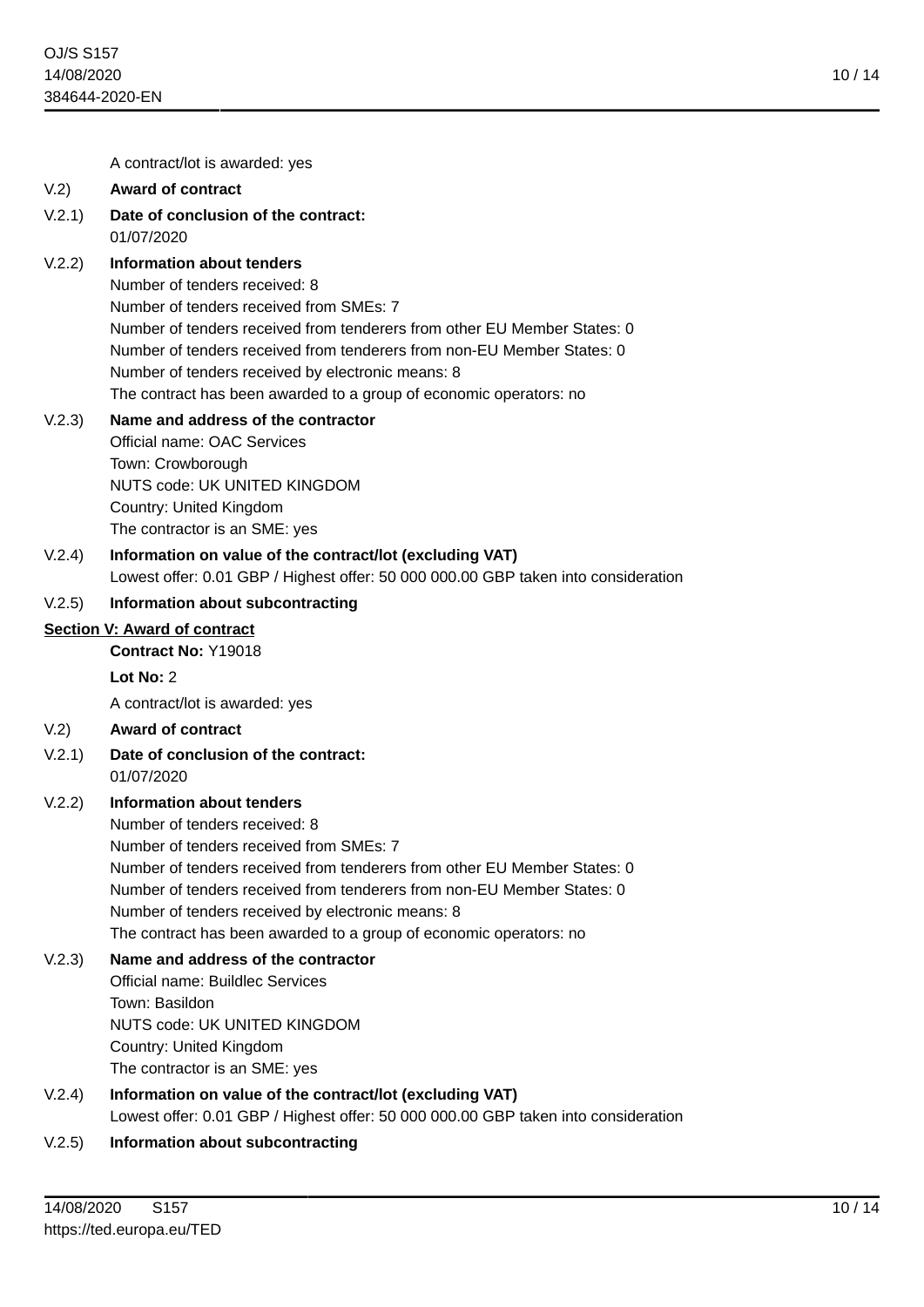A contract/lot is awarded: yes

V.2) **Award of contract**

V.2.1) **Date of conclusion of the contract:**
01/07/2020

V.2.2) **Information about tenders**
Number of tenders received: 8
Number of tenders received from SMEs: 7
Number of tenders received from tenderers from other EU Member States: 0
Number of tenders received from tenderers from non-EU Member States: 0
Number of tenders received by electronic means: 8
The contract has been awarded to a group of economic operators: no

V.2.3) **Name and address of the contractor**
Official name: OAC Services
Town: Crowborough
NUTS code: UK UNITED KINGDOM
Country: United Kingdom
The contractor is an SME: yes

V.2.4) **Information on value of the contract/lot (excluding VAT)**
Lowest offer: 0.01 GBP / Highest offer: 50 000 000.00 GBP taken into consideration

V.2.5) **Information about subcontracting**

**Section V: Award of contract**

**Contract No:** Y19018

**Lot No:** 2

A contract/lot is awarded: yes

V.2) **Award of contract**

V.2.1) **Date of conclusion of the contract:**
01/07/2020

V.2.2) **Information about tenders**
Number of tenders received: 8
Number of tenders received from SMEs: 7
Number of tenders received from tenderers from other EU Member States: 0
Number of tenders received from tenderers from non-EU Member States: 0
Number of tenders received by electronic means: 8
The contract has been awarded to a group of economic operators: no

V.2.3) **Name and address of the contractor**
Official name: Buildlec Services
Town: Basildon
NUTS code: UK UNITED KINGDOM
Country: United Kingdom
The contractor is an SME: yes

V.2.4) **Information on value of the contract/lot (excluding VAT)**
Lowest offer: 0.01 GBP / Highest offer: 50 000 000.00 GBP taken into consideration

V.2.5) **Information about subcontracting**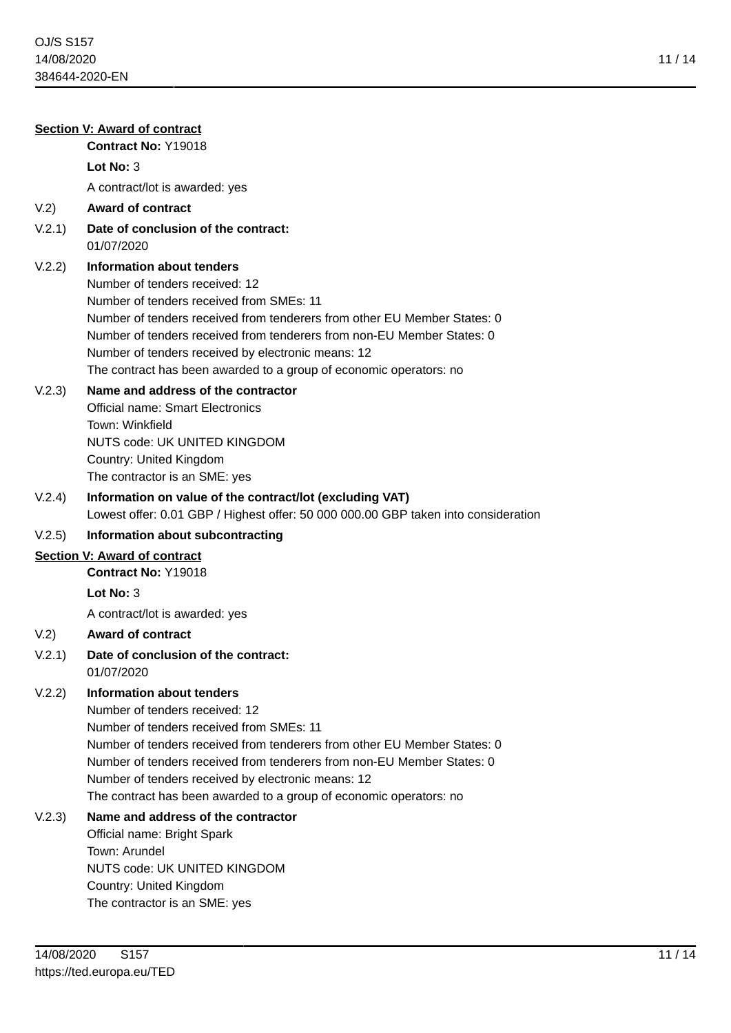**Section V: Award of contract**

**Contract No:** Y19018

**Lot No:** 3

A contract/lot is awarded: yes

V.2) **Award of contract**

V.2.1) **Date of conclusion of the contract:**
01/07/2020

V.2.2) **Information about tenders**
Number of tenders received: 12
Number of tenders received from SMEs: 11
Number of tenders received from tenderers from other EU Member States: 0
Number of tenders received from tenderers from non-EU Member States: 0
Number of tenders received by electronic means: 12
The contract has been awarded to a group of economic operators: no

V.2.3) **Name and address of the contractor**
Official name: Smart Electronics
Town: Winkfield
NUTS code: UK UNITED KINGDOM
Country: United Kingdom
The contractor is an SME: yes

V.2.4) **Information on value of the contract/lot (excluding VAT)**
Lowest offer: 0.01 GBP / Highest offer: 50 000 000.00 GBP taken into consideration

V.2.5) **Information about subcontracting**

**Section V: Award of contract**

**Contract No:** Y19018

**Lot No:** 3

A contract/lot is awarded: yes

V.2) **Award of contract**

V.2.1) **Date of conclusion of the contract:**
01/07/2020

V.2.2) **Information about tenders**
Number of tenders received: 12
Number of tenders received from SMEs: 11
Number of tenders received from tenderers from other EU Member States: 0
Number of tenders received from tenderers from non-EU Member States: 0
Number of tenders received by electronic means: 12
The contract has been awarded to a group of economic operators: no

V.2.3) **Name and address of the contractor**
Official name: Bright Spark
Town: Arundel
NUTS code: UK UNITED KINGDOM
Country: United Kingdom
The contractor is an SME: yes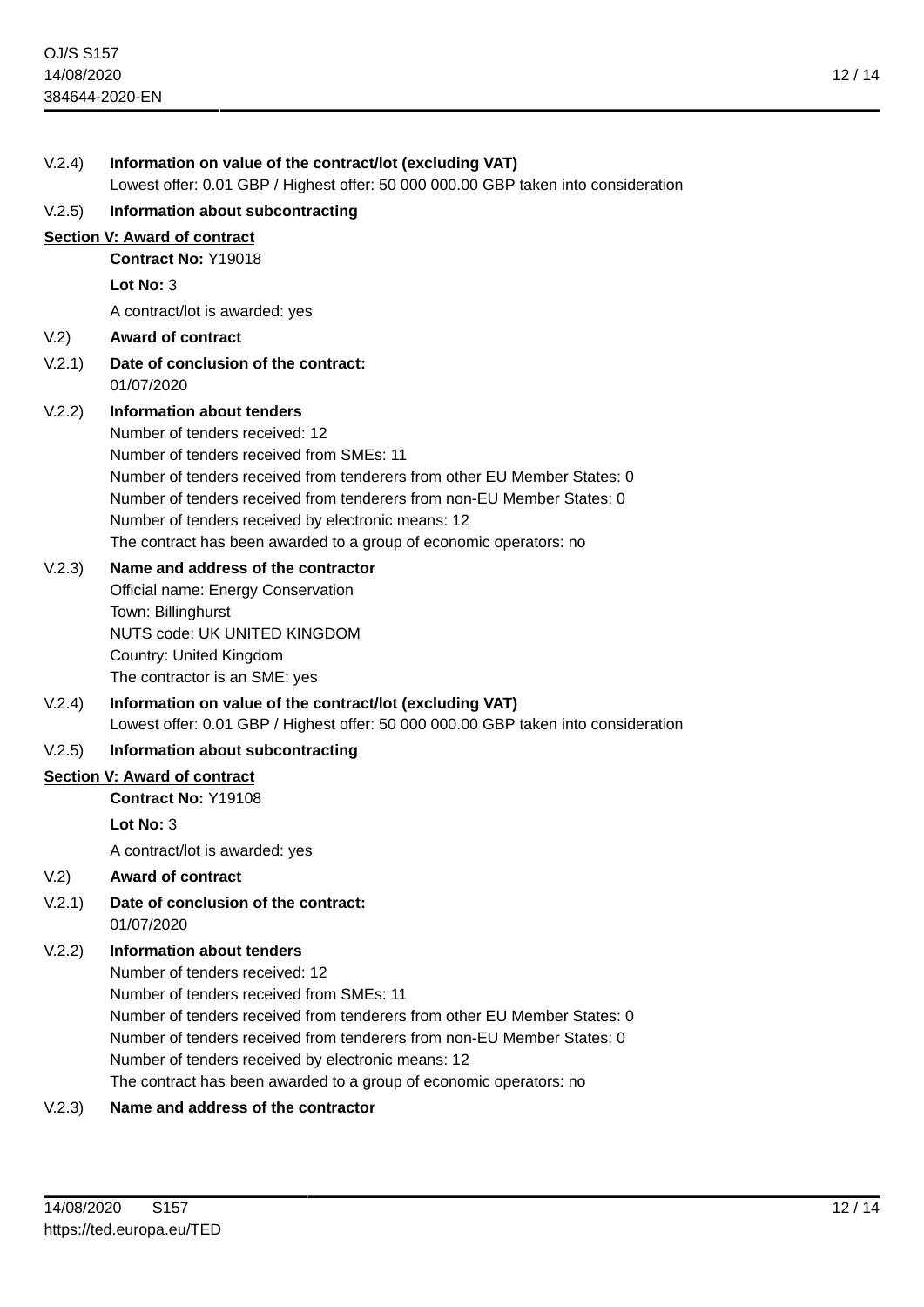V.2.4) **Information on value of the contract/lot (excluding VAT)**
Lowest offer: 0.01 GBP / Highest offer: 50 000 000.00 GBP taken into consideration

V.2.5) **Information about subcontracting**

## Section V: Award of contract

**Contract No:** Y19018

**Lot No:** 3

A contract/lot is awarded: yes

V.2) **Award of contract**

V.2.1) **Date of conclusion of the contract:**
01/07/2020

V.2.2) **Information about tenders**
Number of tenders received: 12
Number of tenders received from SMEs: 11
Number of tenders received from tenderers from other EU Member States: 0
Number of tenders received from tenderers from non-EU Member States: 0
Number of tenders received by electronic means: 12
The contract has been awarded to a group of economic operators: no

V.2.3) **Name and address of the contractor**
Official name: Energy Conservation
Town: Billinghurst
NUTS code: UK UNITED KINGDOM
Country: United Kingdom
The contractor is an SME: yes

V.2.4) **Information on value of the contract/lot (excluding VAT)**
Lowest offer: 0.01 GBP / Highest offer: 50 000 000.00 GBP taken into consideration

V.2.5) **Information about subcontracting**

## Section V: Award of contract

**Contract No:** Y19108

**Lot No:** 3

A contract/lot is awarded: yes

V.2) **Award of contract**

V.2.1) **Date of conclusion of the contract:**
01/07/2020

V.2.2) **Information about tenders**
Number of tenders received: 12
Number of tenders received from SMEs: 11
Number of tenders received from tenderers from other EU Member States: 0
Number of tenders received from tenderers from non-EU Member States: 0
Number of tenders received by electronic means: 12
The contract has been awarded to a group of economic operators: no

V.2.3) **Name and address of the contractor**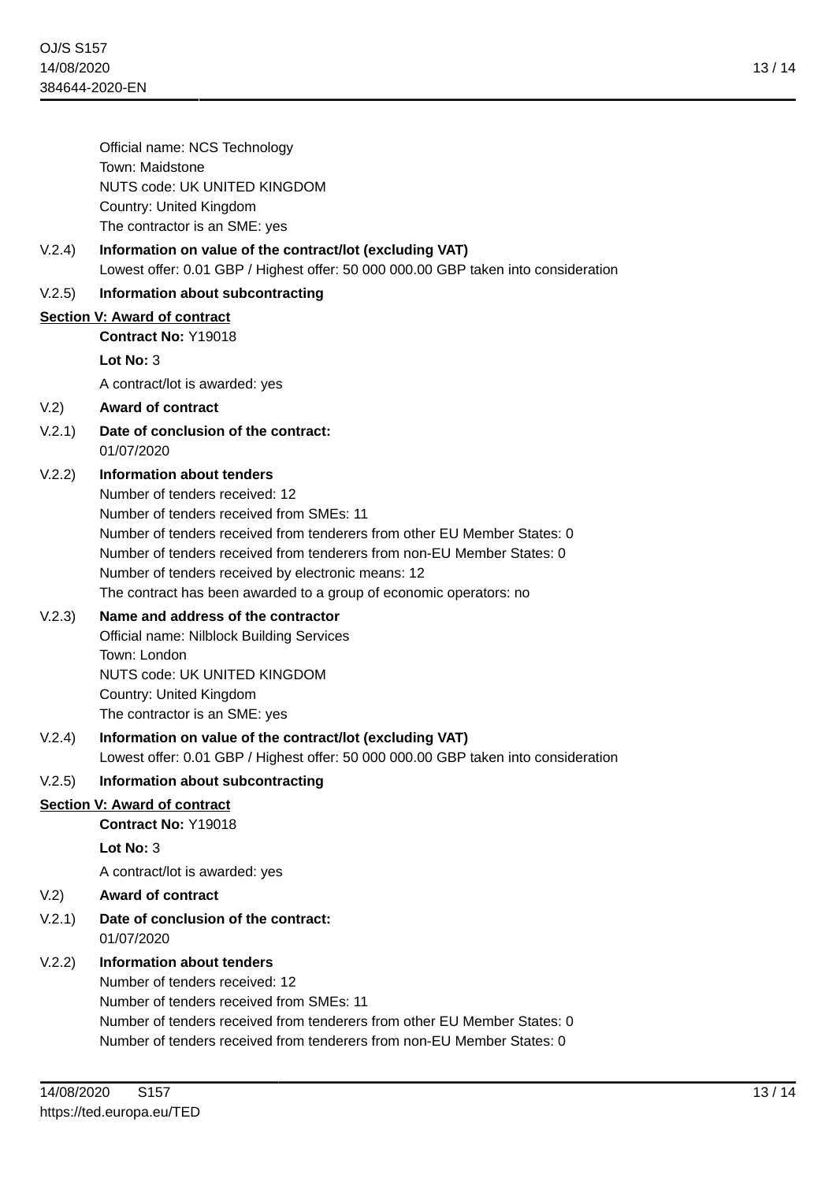Official name: NCS Technology
Town: Maidstone
NUTS code: UK UNITED KINGDOM
Country: United Kingdom
The contractor is an SME: yes

V.2.4) **Information on value of the contract/lot (excluding VAT)**
Lowest offer: 0.01 GBP / Highest offer: 50 000 000.00 GBP taken into consideration

V.2.5) **Information about subcontracting**

## Section V: Award of contract

**Contract No:** Y19018

**Lot No:** 3

A contract/lot is awarded: yes

V.2) **Award of contract**

V.2.1) **Date of conclusion of the contract:**
01/07/2020

V.2.2) **Information about tenders**
Number of tenders received: 12
Number of tenders received from SMEs: 11
Number of tenders received from tenderers from other EU Member States: 0
Number of tenders received from tenderers from non-EU Member States: 0
Number of tenders received by electronic means: 12
The contract has been awarded to a group of economic operators: no

V.2.3) **Name and address of the contractor**
Official name: Nilblock Building Services
Town: London
NUTS code: UK UNITED KINGDOM
Country: United Kingdom
The contractor is an SME: yes

V.2.4) **Information on value of the contract/lot (excluding VAT)**
Lowest offer: 0.01 GBP / Highest offer: 50 000 000.00 GBP taken into consideration

V.2.5) **Information about subcontracting**

## Section V: Award of contract

**Contract No:** Y19018

**Lot No:** 3

A contract/lot is awarded: yes

V.2) **Award of contract**

V.2.1) **Date of conclusion of the contract:**
01/07/2020

V.2.2) **Information about tenders**
Number of tenders received: 12
Number of tenders received from SMEs: 11
Number of tenders received from tenderers from other EU Member States: 0
Number of tenders received from tenderers from non-EU Member States: 0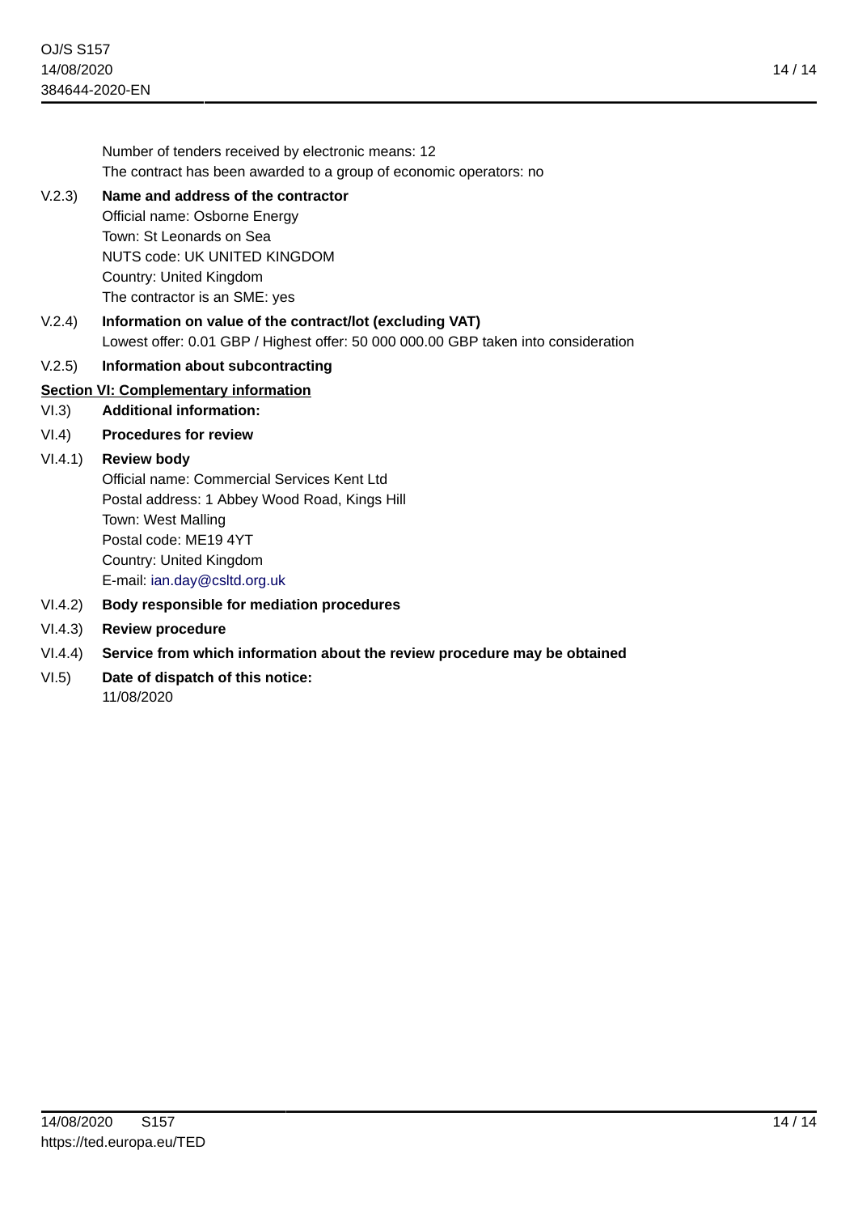Number of tenders received by electronic means: 12

The contract has been awarded to a group of economic operators: no

V.2.3) **Name and address of the contractor**

Official name: Osborne Energy

Town: St Leonards on Sea

NUTS code: UK UNITED KINGDOM

Country: United Kingdom

The contractor is an SME: yes

V.2.4) **Information on value of the contract/lot (excluding VAT)**

Lowest offer: 0.01 GBP / Highest offer: 50 000 000.00 GBP taken into consideration

V.2.5) **Information about subcontracting**

## Section VI: Complementary information

VI.3) **Additional information:**

VI.4) **Procedures for review**

VI.4.1) **Review body**

Official name: Commercial Services Kent Ltd

Postal address: 1 Abbey Wood Road, Kings Hill

Town: West Malling

Postal code: ME19 4YT

Country: United Kingdom

E-mail: ian.day@csltd.org.uk

VI.4.2) **Body responsible for mediation procedures**

VI.4.3) **Review procedure**

VI.4.4) **Service from which information about the review procedure may be obtained**

VI.5) **Date of dispatch of this notice:**

11/08/2020